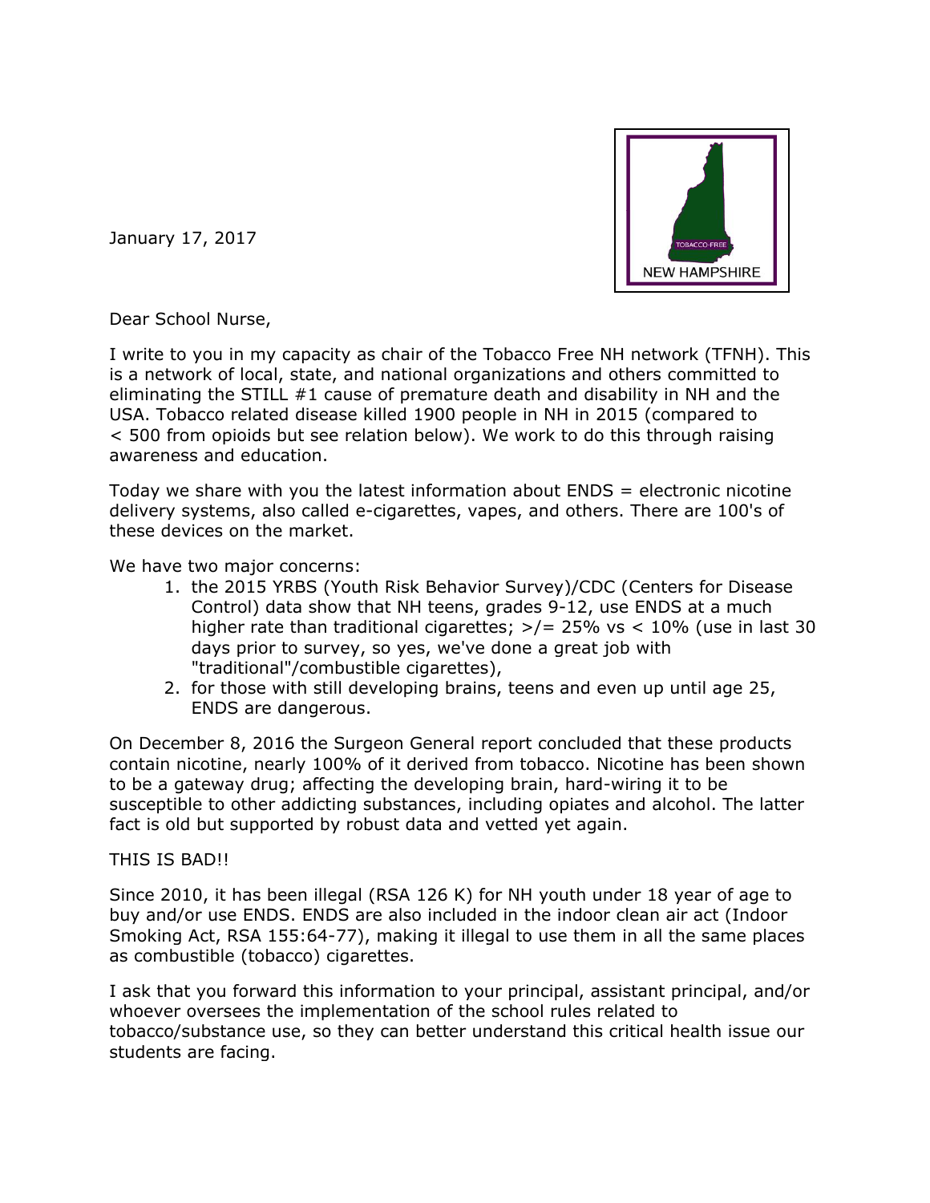January 17, 2017

Dear School Nurse,

I write to you in my capacity as chair of the Tobacco Free NH network (TFNH). This is a network of local, state, and national organizations and others committed to eliminating the STILL #1 cause of premature death and disability in NH and the USA. Tobacco related disease killed 1900 people in NH in 2015 (compared to < 500 from opioids but see relation below). We work to do this through raising awareness and education.

Today we share with you the latest information about ENDS = electronic nicotine delivery systems, also called e-cigarettes, vapes, and others. There are 100's of these devices on the market.

We have two major concerns:

1. the 2015 YRBS (Youth Risk Behavior Survey)/CDC (Centers for Disease Control) data show that NH teens, grades 9-12, use ENDS at a much higher rate than traditional cigarettes; >/= 25% vs < 10% (use in last 30 days prior to survey, so yes, we've done a great job with "traditional"/combustible cigarettes),
2. for those with still developing brains, teens and even up until age 25, ENDS are dangerous.

On December 8, 2016 the Surgeon General report concluded that these products contain nicotine, nearly 100% of it derived from tobacco. Nicotine has been shown to be a gateway drug; affecting the developing brain, hard-wiring it to be susceptible to other addicting substances, including opiates and alcohol. The latter fact is old but supported by robust data and vetted yet again.

THIS IS BAD!!

Since 2010, it has been illegal (RSA 126 K) for NH youth under 18 year of age to buy and/or use ENDS. ENDS are also included in the indoor clean air act (Indoor Smoking Act, RSA 155:64-77), making it illegal to use them in all the same places as combustible (tobacco) cigarettes.

I ask that you forward this information to your principal, assistant principal, and/or whoever oversees the implementation of the school rules related to tobacco/substance use, so they can better understand this critical health issue our students are facing.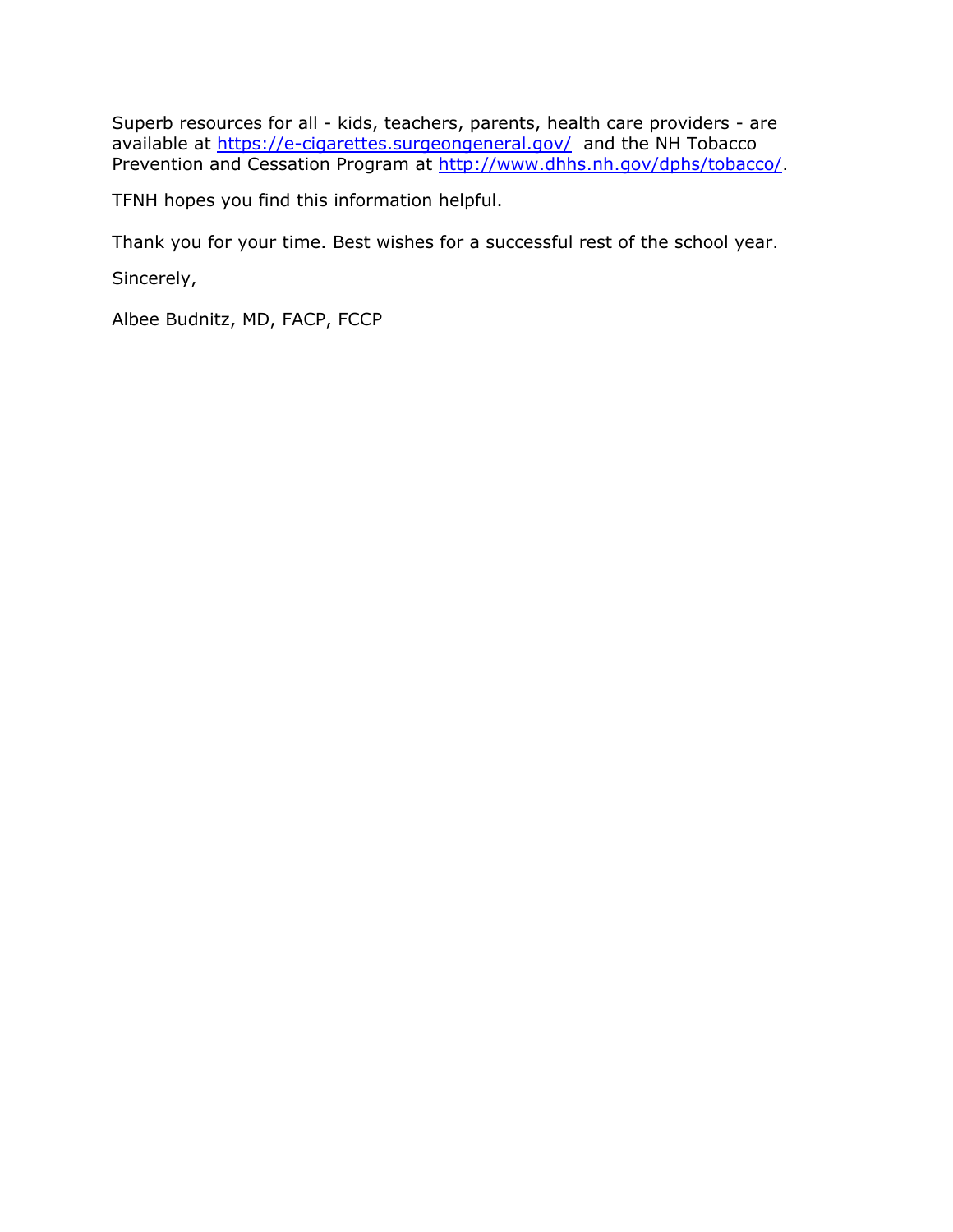Superb resources for all - kids, teachers, parents, health care providers - are available at https://e-cigarettes.surgeongeneral.gov/ and the NH Tobacco Prevention and Cessation Program at http://www.dhhs.nh.gov/dphs/tobacco/.

TFNH hopes you find this information helpful.

Thank you for your time. Best wishes for a successful rest of the school year.

Sincerely,

Albee Budnitz, MD, FACP, FCCP